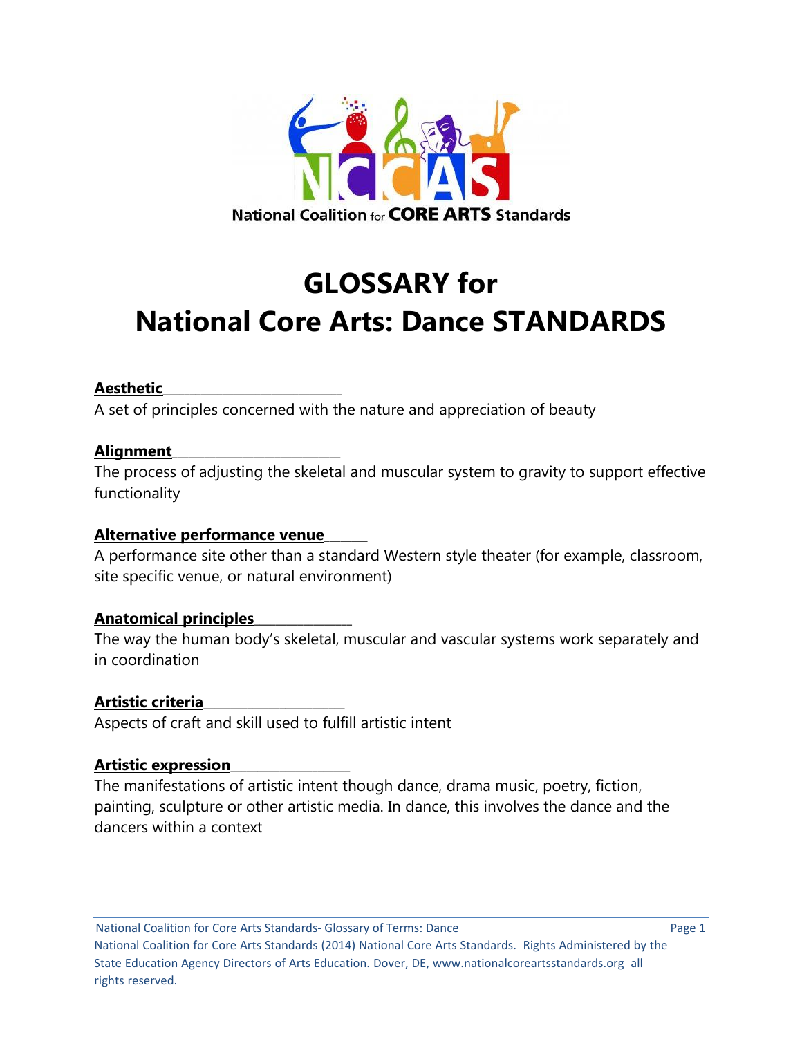National Coalition for CORE ARTS Standards

# GLOSSARY for National Core Arts: Dance STANDARDS

**Aesthetic**
A set of principles concerned with the nature and appreciation of beauty

**Alignment**
The process of adjusting the skeletal and muscular system to gravity to support effective functionality

**Alternative performance venue**
A performance site other than a standard Western style theater (for example, classroom, site specific venue, or natural environment)

**Anatomical principles**
The way the human body's skeletal, muscular and vascular systems work separately and in coordination

**Artistic criteria**
Aspects of craft and skill used to fulfill artistic intent

**Artistic expression**
The manifestations of artistic intent though dance, drama music, poetry, fiction, painting, sculpture or other artistic media. In dance, this involves the dance and the dancers within a context

National Coalition for Core Arts Standards (2014) National Core Arts Standards. Rights Administered by the State Education Agency Directors of Arts Education. Dover, DE, www.nationalcoreartsstandards.org all rights reserved.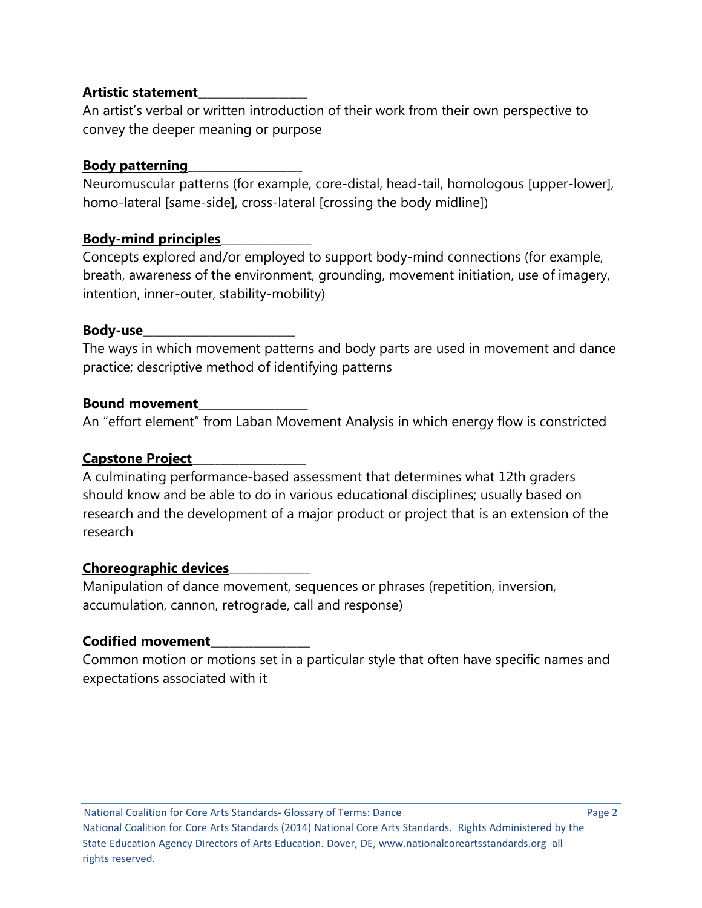**Artistic statement**

An artist's verbal or written introduction of their work from their own perspective to convey the deeper meaning or purpose

**Body patterning**

Neuromuscular patterns (for example, core-distal, head-tail, homologous [upper-lower], homo-lateral [same-side], cross-lateral [crossing the body midline])

**Body-mind principles**

Concepts explored and/or employed to support body-mind connections (for example, breath, awareness of the environment, grounding, movement initiation, use of imagery, intention, inner-outer, stability-mobility)

**Body-use**

The ways in which movement patterns and body parts are used in movement and dance practice; descriptive method of identifying patterns

**Bound movement**

An "effort element" from Laban Movement Analysis in which energy flow is constricted

**Capstone Project**

A culminating performance-based assessment that determines what 12th graders should know and be able to do in various educational disciplines; usually based on research and the development of a major product or project that is an extension of the research

**Choreographic devices**

Manipulation of dance movement, sequences or phrases (repetition, inversion, accumulation, cannon, retrograde, call and response)

**Codified movement**

Common motion or motions set in a particular style that often have specific names and expectations associated with it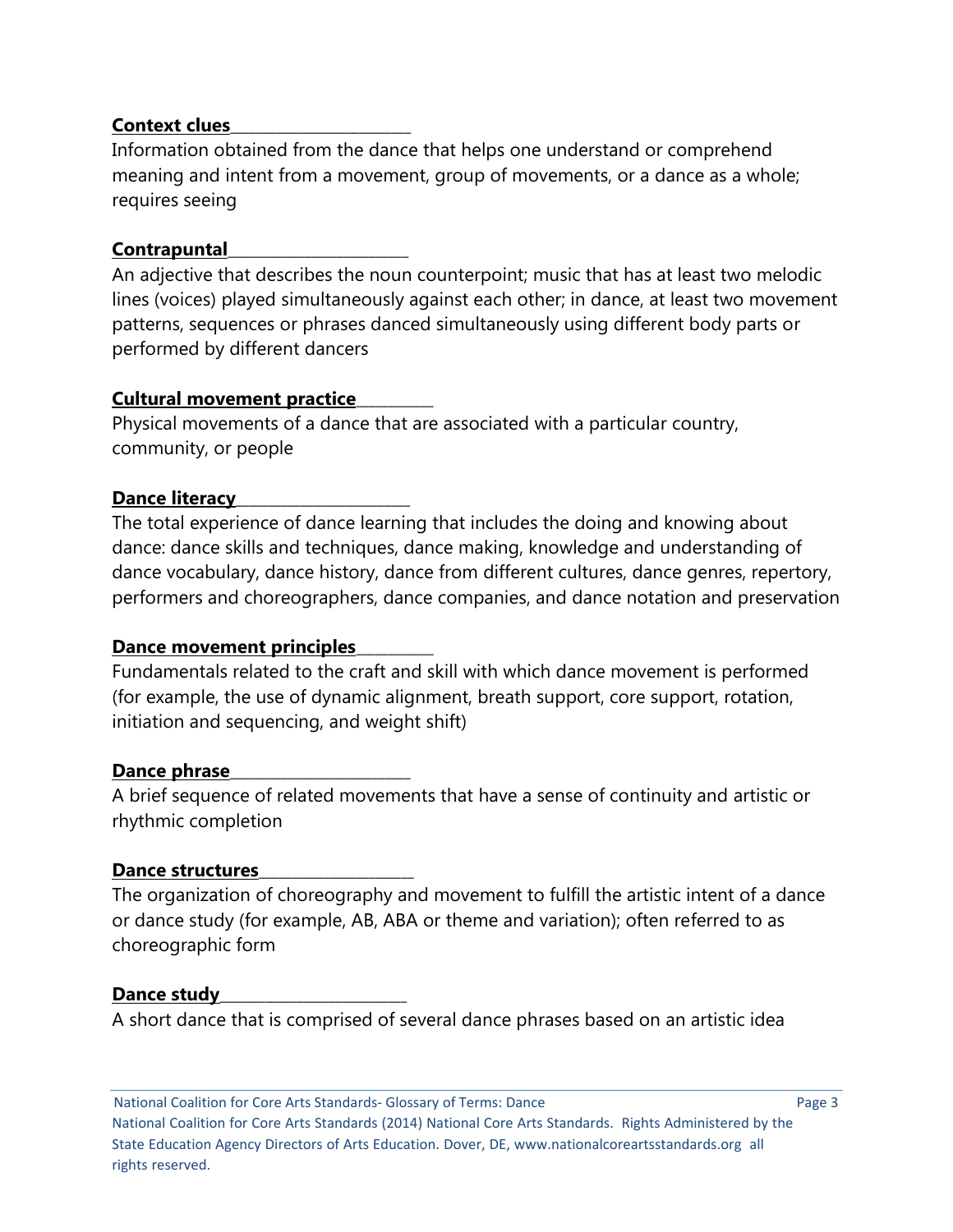**Context clues**

Information obtained from the dance that helps one understand or comprehend meaning and intent from a movement, group of movements, or a dance as a whole; requires seeing

**Contrapuntal**

An adjective that describes the noun counterpoint; music that has at least two melodic lines (voices) played simultaneously against each other; in dance, at least two movement patterns, sequences or phrases danced simultaneously using different body parts or performed by different dancers

**Cultural movement practice**

Physical movements of a dance that are associated with a particular country, community, or people

**Dance literacy**

The total experience of dance learning that includes the doing and knowing about dance: dance skills and techniques, dance making, knowledge and understanding of dance vocabulary, dance history, dance from different cultures, dance genres, repertory, performers and choreographers, dance companies, and dance notation and preservation

**Dance movement principles**

Fundamentals related to the craft and skill with which dance movement is performed (for example, the use of dynamic alignment, breath support, core support, rotation, initiation and sequencing, and weight shift)

**Dance phrase**

A brief sequence of related movements that have a sense of continuity and artistic or rhythmic completion

**Dance structures**

The organization of choreography and movement to fulfill the artistic intent of a dance or dance study (for example, AB, ABA or theme and variation); often referred to as choreographic form

**Dance study**

A short dance that is comprised of several dance phrases based on an artistic idea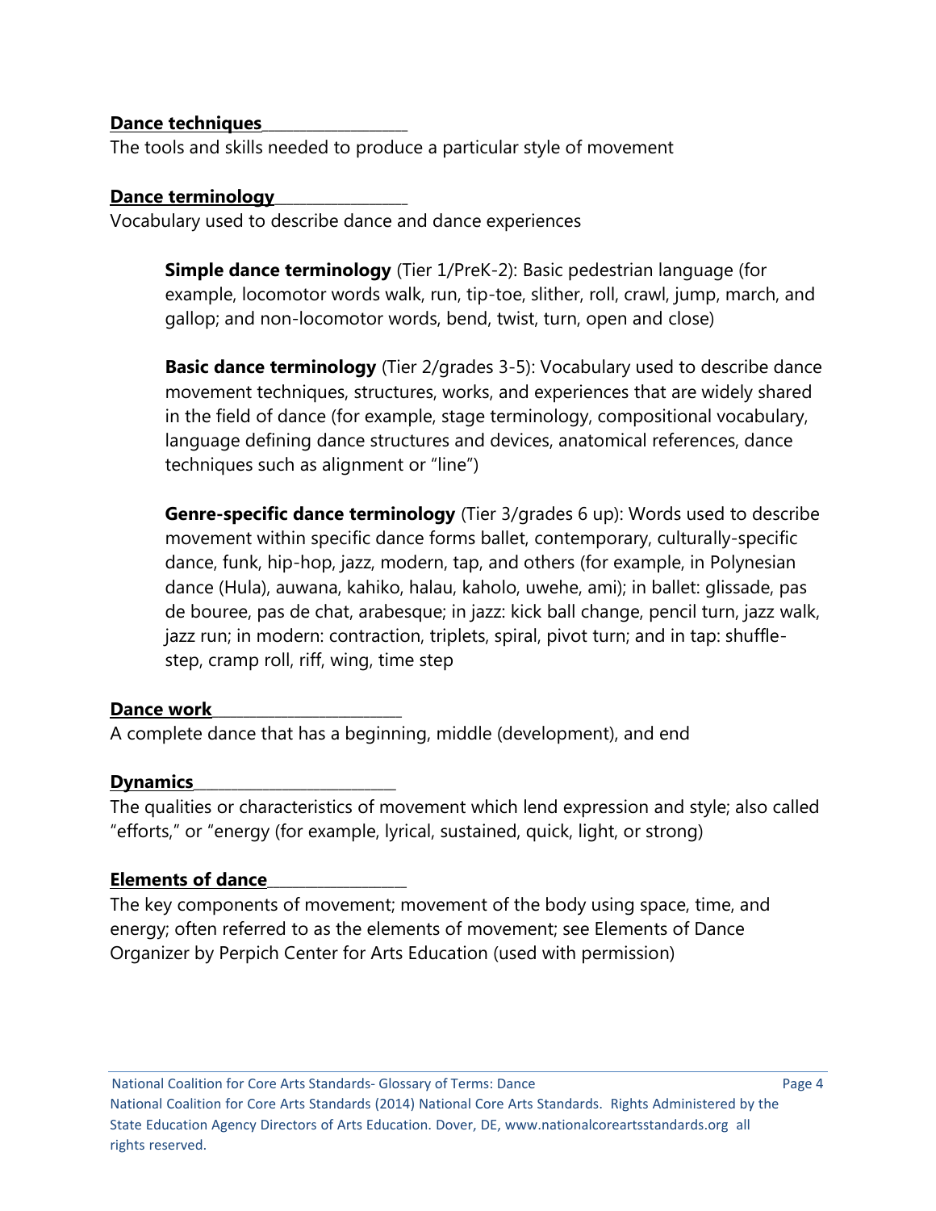**Dance techniques**

The tools and skills needed to produce a particular style of movement

**Dance terminology**

Vocabulary used to describe dance and dance experiences

> **Simple dance terminology** (Tier 1/PreK-2): Basic pedestrian language (for example, locomotor words walk, run, tip-toe, slither, roll, crawl, jump, march, and gallop; and non-locomotor words, bend, twist, turn, open and close)
>
> **Basic dance terminology** (Tier 2/grades 3-5): Vocabulary used to describe dance movement techniques, structures, works, and experiences that are widely shared in the field of dance (for example, stage terminology, compositional vocabulary, language defining dance structures and devices, anatomical references, dance techniques such as alignment or "line")
>
> **Genre-specific dance terminology** (Tier 3/grades 6 up): Words used to describe movement within specific dance forms ballet, contemporary, culturally-specific dance, funk, hip-hop, jazz, modern, tap, and others (for example, in Polynesian dance (Hula), auwana, kahiko, halau, kaholo, uwehe, ami); in ballet: glissade, pas de bouree, pas de chat, arabesque; in jazz: kick ball change, pencil turn, jazz walk, jazz run; in modern: contraction, triplets, spiral, pivot turn; and in tap: shuffle-step, cramp roll, riff, wing, time step

**Dance work**

A complete dance that has a beginning, middle (development), and end

**Dynamics**

The qualities or characteristics of movement which lend expression and style; also called "efforts," or "energy (for example, lyrical, sustained, quick, light, or strong)

**Elements of dance**

The key components of movement; movement of the body using space, time, and energy; often referred to as the elements of movement; see Elements of Dance Organizer by Perpich Center for Arts Education (used with permission)

National Coalition for Core Arts Standards (2014) National Core Arts Standards. Rights Administered by the State Education Agency Directors of Arts Education. Dover, DE, www.nationalcoreartsstandards.org all rights reserved.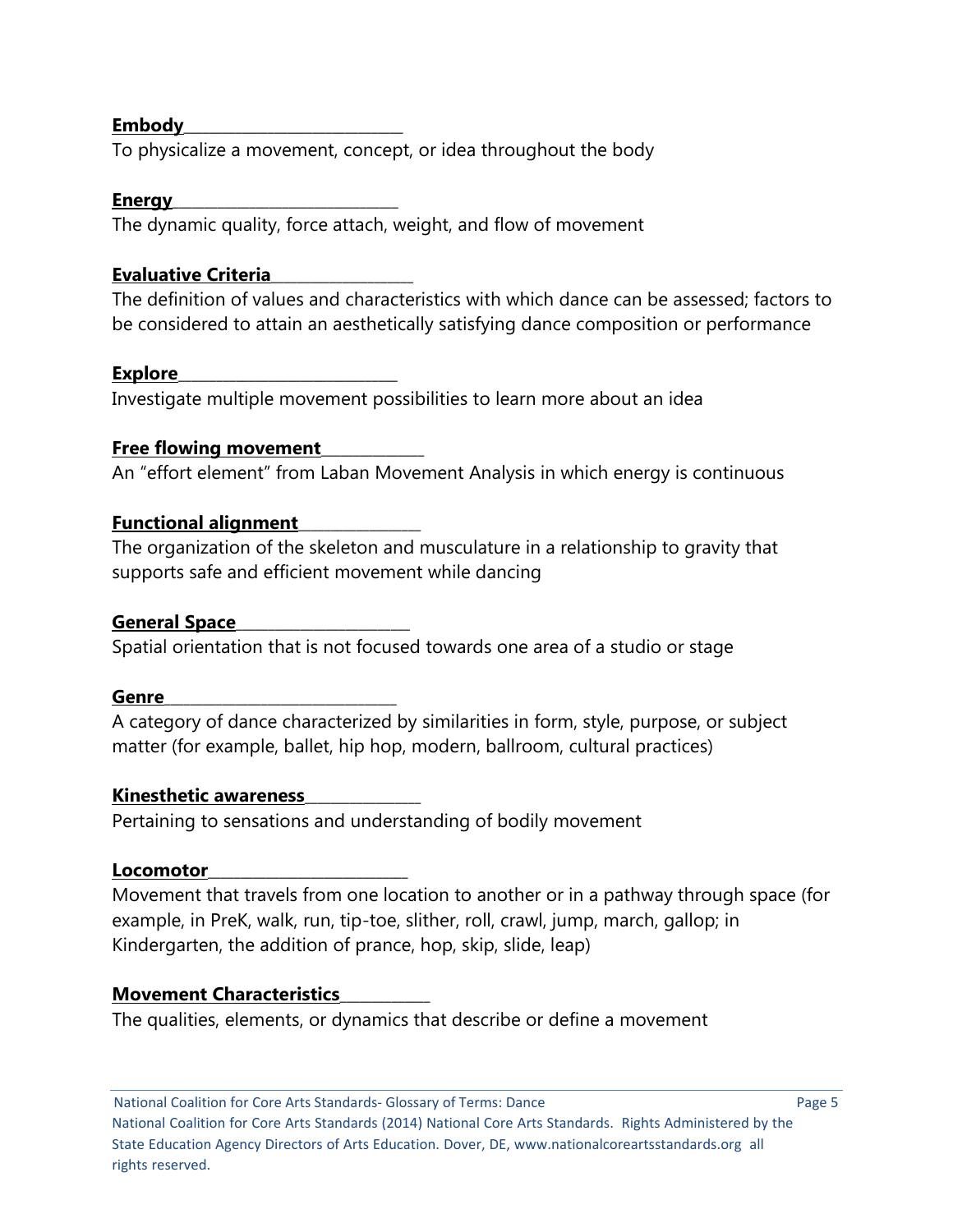**Embody**

To physicalize a movement, concept, or idea throughout the body

**Energy**

The dynamic quality, force attach, weight, and flow of movement

**Evaluative Criteria**

The definition of values and characteristics with which dance can be assessed; factors to be considered to attain an aesthetically satisfying dance composition or performance

**Explore**

Investigate multiple movement possibilities to learn more about an idea

**Free flowing movement**

An "effort element" from Laban Movement Analysis in which energy is continuous

**Functional alignment**

The organization of the skeleton and musculature in a relationship to gravity that supports safe and efficient movement while dancing

**General Space**

Spatial orientation that is not focused towards one area of a studio or stage

**Genre**

A category of dance characterized by similarities in form, style, purpose, or subject matter (for example, ballet, hip hop, modern, ballroom, cultural practices)

**Kinesthetic awareness**

Pertaining to sensations and understanding of bodily movement

**Locomotor**

Movement that travels from one location to another or in a pathway through space (for example, in PreK, walk, run, tip-toe, slither, roll, crawl, jump, march, gallop; in Kindergarten, the addition of prance, hop, skip, slide, leap)

**Movement Characteristics**

The qualities, elements, or dynamics that describe or define a movement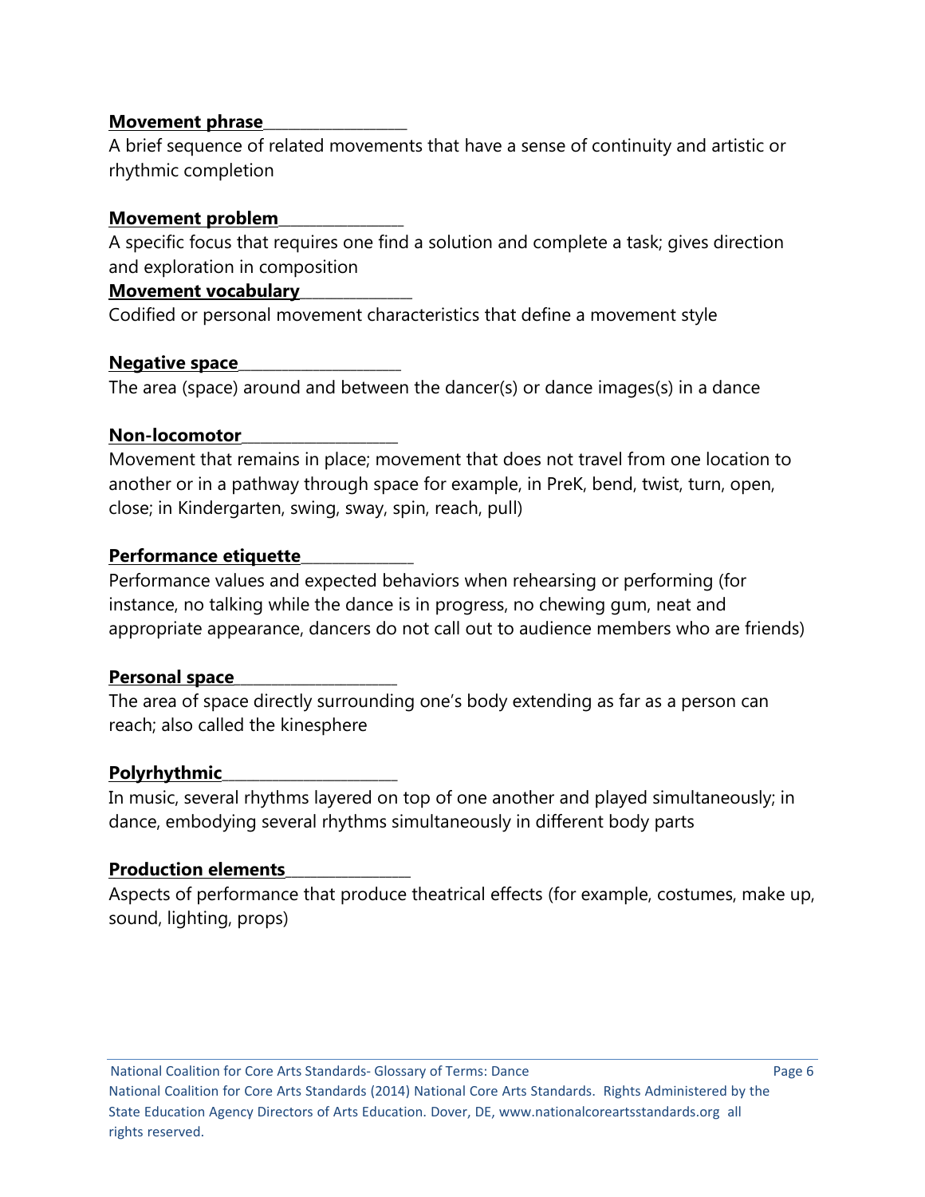**Movement phrase**

A brief sequence of related movements that have a sense of continuity and artistic or rhythmic completion

**Movement problem**

A specific focus that requires one find a solution and complete a task; gives direction and exploration in composition

**Movement vocabulary**

Codified or personal movement characteristics that define a movement style

**Negative space**

The area (space) around and between the dancer(s) or dance images(s) in a dance

**Non-locomotor**

Movement that remains in place; movement that does not travel from one location to another or in a pathway through space for example, in PreK, bend, twist, turn, open, close; in Kindergarten, swing, sway, spin, reach, pull)

**Performance etiquette**

Performance values and expected behaviors when rehearsing or performing (for instance, no talking while the dance is in progress, no chewing gum, neat and appropriate appearance, dancers do not call out to audience members who are friends)

**Personal space**

The area of space directly surrounding one's body extending as far as a person can reach; also called the kinesphere

**Polyrhythmic**

In music, several rhythms layered on top of one another and played simultaneously; in dance, embodying several rhythms simultaneously in different body parts

**Production elements**

Aspects of performance that produce theatrical effects (for example, costumes, make up, sound, lighting, props)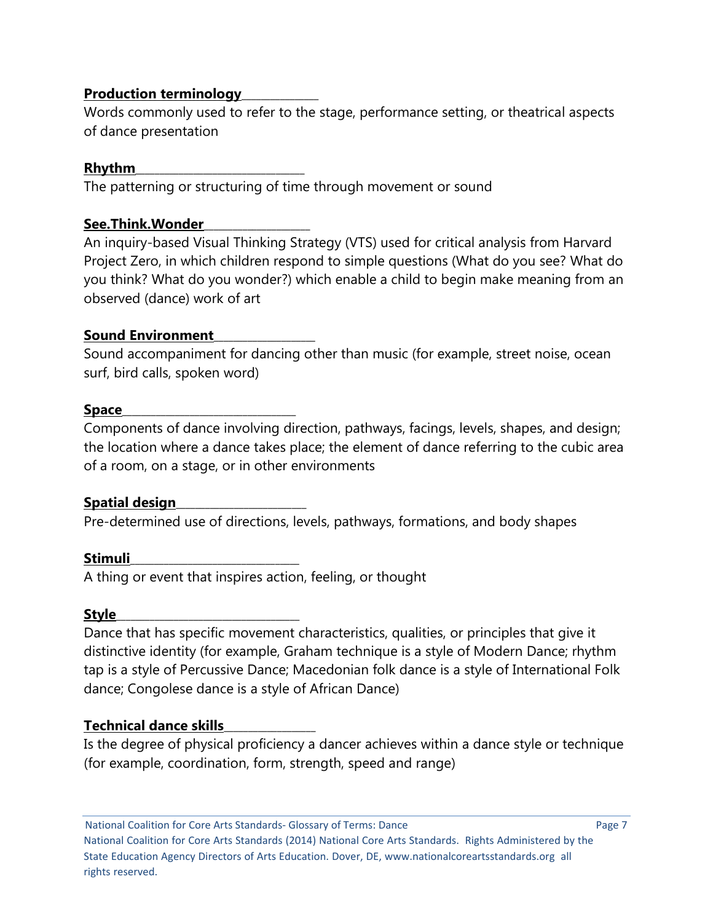**Production terminology**

Words commonly used to refer to the stage, performance setting, or theatrical aspects of dance presentation

**Rhythm**

The patterning or structuring of time through movement or sound

**See.Think.Wonder**

An inquiry-based Visual Thinking Strategy (VTS) used for critical analysis from Harvard Project Zero, in which children respond to simple questions (What do you see? What do you think? What do you wonder?) which enable a child to begin make meaning from an observed (dance) work of art

**Sound Environment**

Sound accompaniment for dancing other than music (for example, street noise, ocean surf, bird calls, spoken word)

**Space**

Components of dance involving direction, pathways, facings, levels, shapes, and design; the location where a dance takes place; the element of dance referring to the cubic area of a room, on a stage, or in other environments

**Spatial design**

Pre-determined use of directions, levels, pathways, formations, and body shapes

**Stimuli**

A thing or event that inspires action, feeling, or thought

**Style**

Dance that has specific movement characteristics, qualities, or principles that give it distinctive identity (for example, Graham technique is a style of Modern Dance; rhythm tap is a style of Percussive Dance; Macedonian folk dance is a style of International Folk dance; Congolese dance is a style of African Dance)

**Technical dance skills**

Is the degree of physical proficiency a dancer achieves within a dance style or technique (for example, coordination, form, strength, speed and range)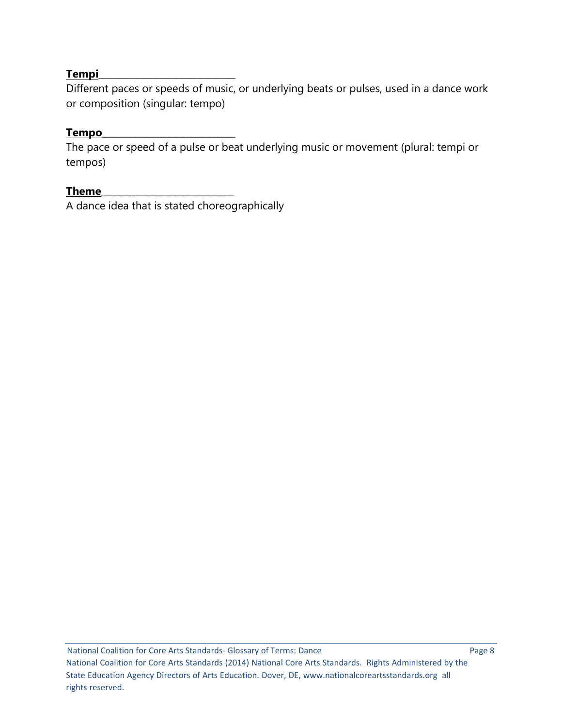**Tempi**

Different paces or speeds of music, or underlying beats or pulses, used in a dance work or composition (singular: tempo)

**Tempo**

The pace or speed of a pulse or beat underlying music or movement (plural: tempi or tempos)

**Theme**

A dance idea that is stated choreographically